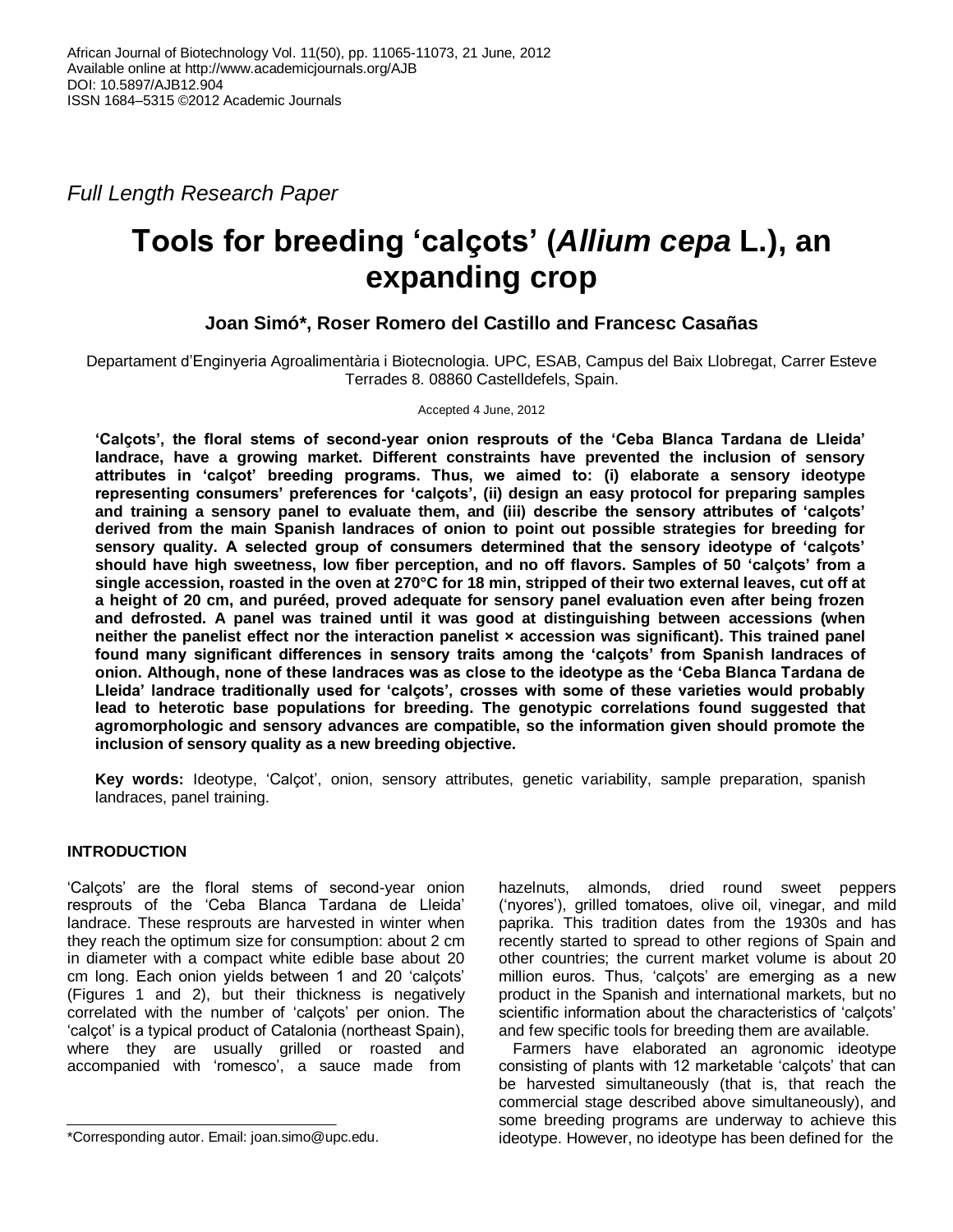African Journal of Biotechnology Vol. 11(50), pp. 11065-11073, 21 June, 2012
Available online at http://www.academicjournals.org/AJB
DOI: 10.5897/AJB12.904
ISSN 1684–5315 ©2012 Academic Journals

*Full Length Research Paper*

# Tools for breeding 'calçots' (*Allium cepa* L.), an expanding crop

**Joan Simó\*, Roser Romero del Castillo and Francesc Casañas**

Departament d'Enginyeria Agroalimentària i Biotecnologia. UPC, ESAB, Campus del Baix Llobregat, Carrer Esteve Terrades 8. 08860 Castelldefels, Spain.

Accepted 4 June, 2012

**'Calçots', the floral stems of second-year onion resprouts of the 'Ceba Blanca Tardana de Lleida' landrace, have a growing market. Different constraints have prevented the inclusion of sensory attributes in 'calçot' breeding programs. Thus, we aimed to: (i) elaborate a sensory ideotype representing consumers' preferences for 'calçots', (ii) design an easy protocol for preparing samples and training a sensory panel to evaluate them, and (iii) describe the sensory attributes of 'calçots' derived from the main Spanish landraces of onion to point out possible strategies for breeding for sensory quality. A selected group of consumers determined that the sensory ideotype of 'calçots' should have high sweetness, low fiber perception, and no off flavors. Samples of 50 'calçots' from a single accession, roasted in the oven at 270°C for 18 min, stripped of their two external leaves, cut off at a height of 20 cm, and puréed, proved adequate for sensory panel evaluation even after being frozen and defrosted. A panel was trained until it was good at distinguishing between accessions (when neither the panelist effect nor the interaction panelist × accession was significant). This trained panel found many significant differences in sensory traits among the 'calçots' from Spanish landraces of onion. Although, none of these landraces was as close to the ideotype as the 'Ceba Blanca Tardana de Lleida' landrace traditionally used for 'calçots', crosses with some of these varieties would probably lead to heterotic base populations for breeding. The genotypic correlations found suggested that agromorphologic and sensory advances are compatible, so the information given should promote the inclusion of sensory quality as a new breeding objective.**

**Key words:** Ideotype, 'Calçot', onion, sensory attributes, genetic variability, sample preparation, spanish landraces, panel training.

## INTRODUCTION

'Calçots' are the floral stems of second-year onion resprouts of the 'Ceba Blanca Tardana de Lleida' landrace. These resprouts are harvested in winter when they reach the optimum size for consumption: about 2 cm in diameter with a compact white edible base about 20 cm long. Each onion yields between 1 and 20 'calçots' (Figures 1 and 2), but their thickness is negatively correlated with the number of 'calçots' per onion. The 'calçot' is a typical product of Catalonia (northeast Spain), where they are usually grilled or roasted and accompanied with 'romesco', a sauce made from hazelnuts, almonds, dried round sweet peppers ('nyores'), grilled tomatoes, olive oil, vinegar, and mild paprika. This tradition dates from the 1930s and has recently started to spread to other regions of Spain and other countries; the current market volume is about 20 million euros. Thus, 'calçots' are emerging as a new product in the Spanish and international markets, but no scientific information about the characteristics of 'calçots' and few specific tools for breeding them are available.

Farmers have elaborated an agronomic ideotype consisting of plants with 12 marketable 'calçots' that can be harvested simultaneously (that is, that reach the commercial stage described above simultaneously), and some breeding programs are underway to achieve this ideotype. However, no ideotype has been defined for the

\*Corresponding autor. Email: joan.simo@upc.edu.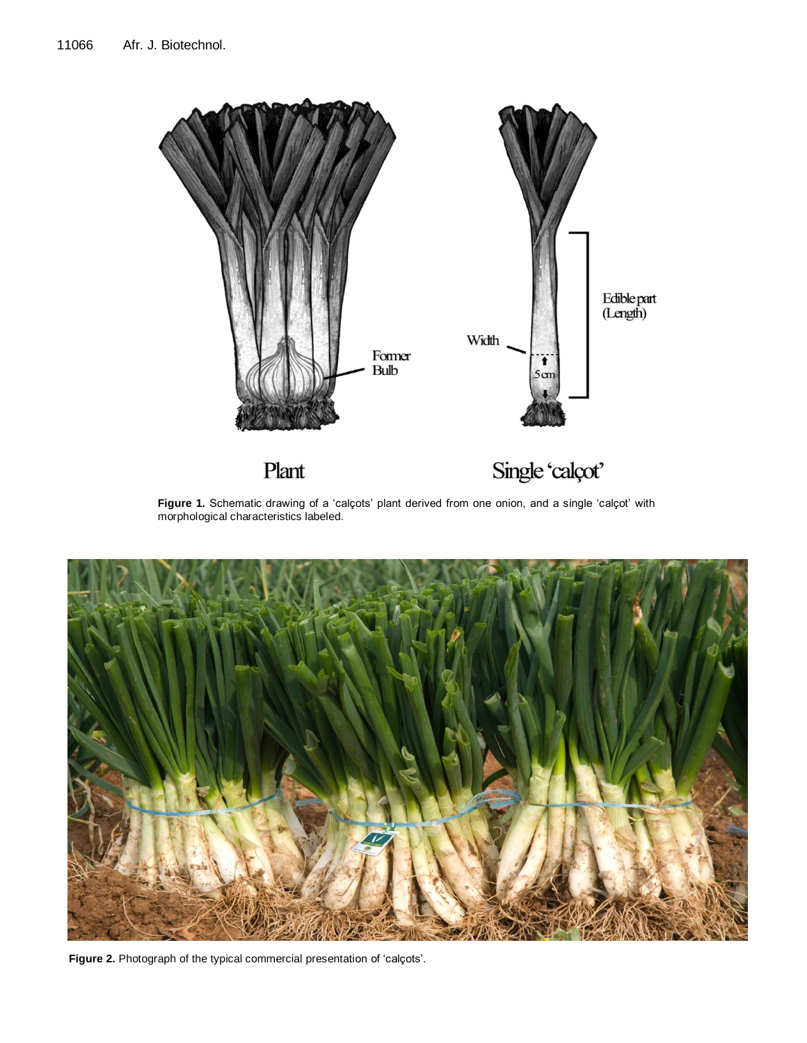**Figure 1.** Schematic drawing of a 'calçots' plant derived from one onion, and a single 'calçot' with morphological characteristics labeled.

**Figure 2.** Photograph of the typical commercial presentation of 'calçots'.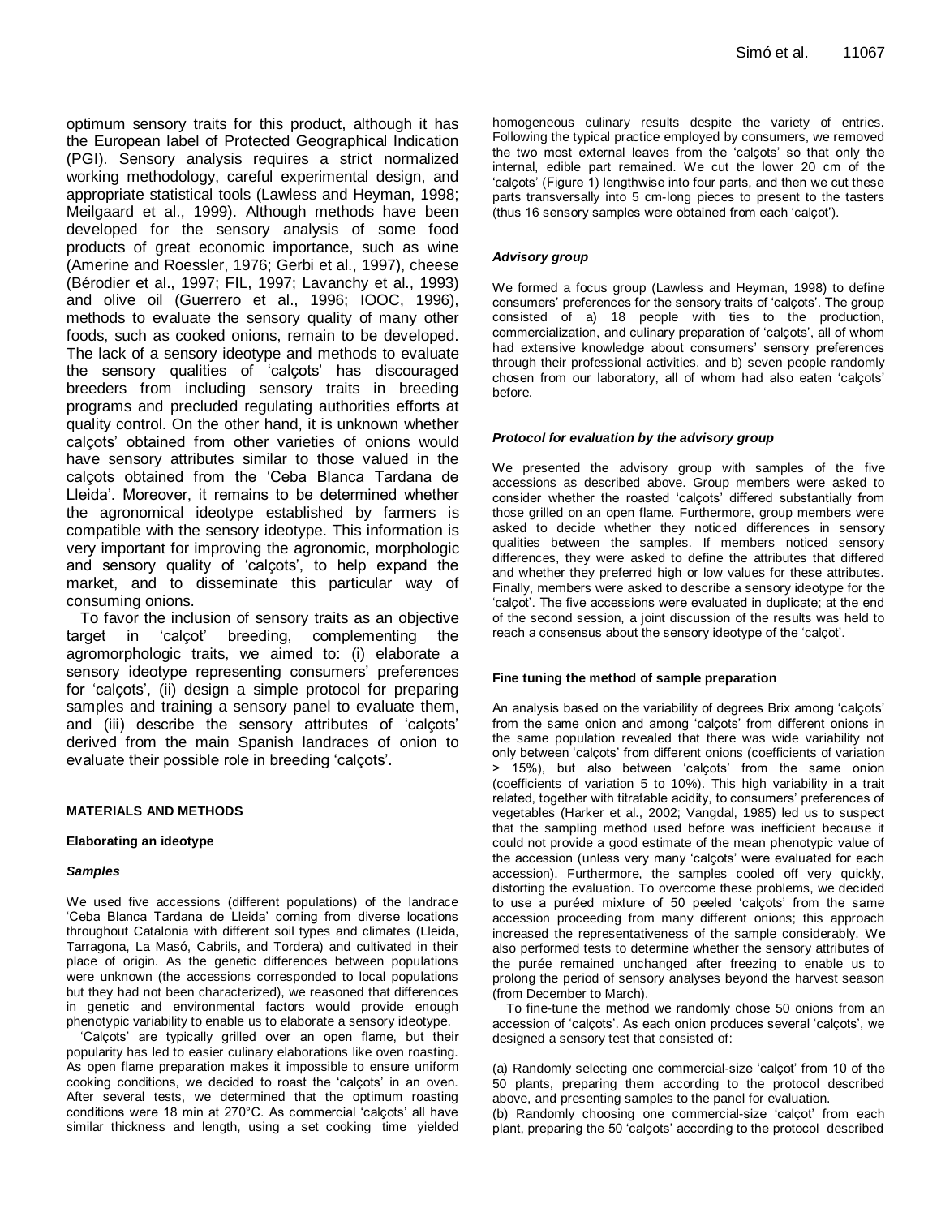optimum sensory traits for this product, although it has the European label of Protected Geographical Indication (PGI). Sensory analysis requires a strict normalized working methodology, careful experimental design, and appropriate statistical tools (Lawless and Heyman, 1998; Meilgaard et al., 1999). Although methods have been developed for the sensory analysis of some food products of great economic importance, such as wine (Amerine and Roessler, 1976; Gerbi et al., 1997), cheese (Bérodier et al., 1997; FIL, 1997; Lavanchy et al., 1993) and olive oil (Guerrero et al., 1996; IOOC, 1996), methods to evaluate the sensory quality of many other foods, such as cooked onions, remain to be developed. The lack of a sensory ideotype and methods to evaluate the sensory qualities of 'calçots' has discouraged breeders from including sensory traits in breeding programs and precluded regulating authorities efforts at quality control. On the other hand, it is unknown whether calçots' obtained from other varieties of onions would have sensory attributes similar to those valued in the calçots obtained from the 'Ceba Blanca Tardana de Lleida'. Moreover, it remains to be determined whether the agronomical ideotype established by farmers is compatible with the sensory ideotype. This information is very important for improving the agronomic, morphologic and sensory quality of 'calçots', to help expand the market, and to disseminate this particular way of consuming onions.

To favor the inclusion of sensory traits as an objective target in 'calçot' breeding, complementing the agromorphologic traits, we aimed to: (i) elaborate a sensory ideotype representing consumers' preferences for 'calçots', (ii) design a simple protocol for preparing samples and training a sensory panel to evaluate them, and (iii) describe the sensory attributes of 'calçots' derived from the main Spanish landraces of onion to evaluate their possible role in breeding 'calçots'.

## MATERIALS AND METHODS

### Elaborating an ideotype

#### *Samples*

We used five accessions (different populations) of the landrace 'Ceba Blanca Tardana de Lleida' coming from diverse locations throughout Catalonia with different soil types and climates (Lleida, Tarragona, La Masó, Cabrils, and Tordera) and cultivated in their place of origin. As the genetic differences between populations were unknown (the accessions corresponded to local populations but they had not been characterized), we reasoned that differences in genetic and environmental factors would provide enough phenotypic variability to enable us to elaborate a sensory ideotype.

'Calçots' are typically grilled over an open flame, but their popularity has led to easier culinary elaborations like oven roasting. As open flame preparation makes it impossible to ensure uniform cooking conditions, we decided to roast the 'calçots' in an oven. After several tests, we determined that the optimum roasting conditions were 18 min at 270°C. As commercial 'calçots' all have similar thickness and length, using a set cooking time yielded homogeneous culinary results despite the variety of entries. Following the typical practice employed by consumers, we removed the two most external leaves from the 'calçots' so that only the internal, edible part remained. We cut the lower 20 cm of the 'calçots' (Figure 1) lengthwise into four parts, and then we cut these parts transversally into 5 cm-long pieces to present to the tasters (thus 16 sensory samples were obtained from each 'calçot').

#### *Advisory group*

We formed a focus group (Lawless and Heyman, 1998) to define consumers' preferences for the sensory traits of 'calçots'. The group consisted of a) 18 people with ties to the production, commercialization, and culinary preparation of 'calçots', all of whom had extensive knowledge about consumers' sensory preferences through their professional activities, and b) seven people randomly chosen from our laboratory, all of whom had also eaten 'calçots' before.

#### *Protocol for evaluation by the advisory group*

We presented the advisory group with samples of the five accessions as described above. Group members were asked to consider whether the roasted 'calçots' differed substantially from those grilled on an open flame. Furthermore, group members were asked to decide whether they noticed differences in sensory qualities between the samples. If members noticed sensory differences, they were asked to define the attributes that differed and whether they preferred high or low values for these attributes. Finally, members were asked to describe a sensory ideotype for the 'calçot'. The five accessions were evaluated in duplicate; at the end of the second session, a joint discussion of the results was held to reach a consensus about the sensory ideotype of the 'calçot'.

### Fine tuning the method of sample preparation

An analysis based on the variability of degrees Brix among 'calçots' from the same onion and among 'calçots' from different onions in the same population revealed that there was wide variability not only between 'calçots' from different onions (coefficients of variation > 15%), but also between 'calçots' from the same onion (coefficients of variation 5 to 10%). This high variability in a trait related, together with titratable acidity, to consumers' preferences of vegetables (Harker et al., 2002; Vangdal, 1985) led us to suspect that the sampling method used before was inefficient because it could not provide a good estimate of the mean phenotypic value of the accession (unless very many 'calçots' were evaluated for each accession). Furthermore, the samples cooled off very quickly, distorting the evaluation. To overcome these problems, we decided to use a puréed mixture of 50 peeled 'calçots' from the same accession proceeding from many different onions; this approach increased the representativeness of the sample considerably. We also performed tests to determine whether the sensory attributes of the purée remained unchanged after freezing to enable us to prolong the period of sensory analyses beyond the harvest season (from December to March).

To fine-tune the method we randomly chose 50 onions from an accession of 'calçots'. As each onion produces several 'calçots', we designed a sensory test that consisted of:

(a) Randomly selecting one commercial-size 'calçot' from 10 of the 50 plants, preparing them according to the protocol described above, and presenting samples to the panel for evaluation.
(b) Randomly choosing one commercial-size 'calçot' from each plant, preparing the 50 'calçots' according to the protocol described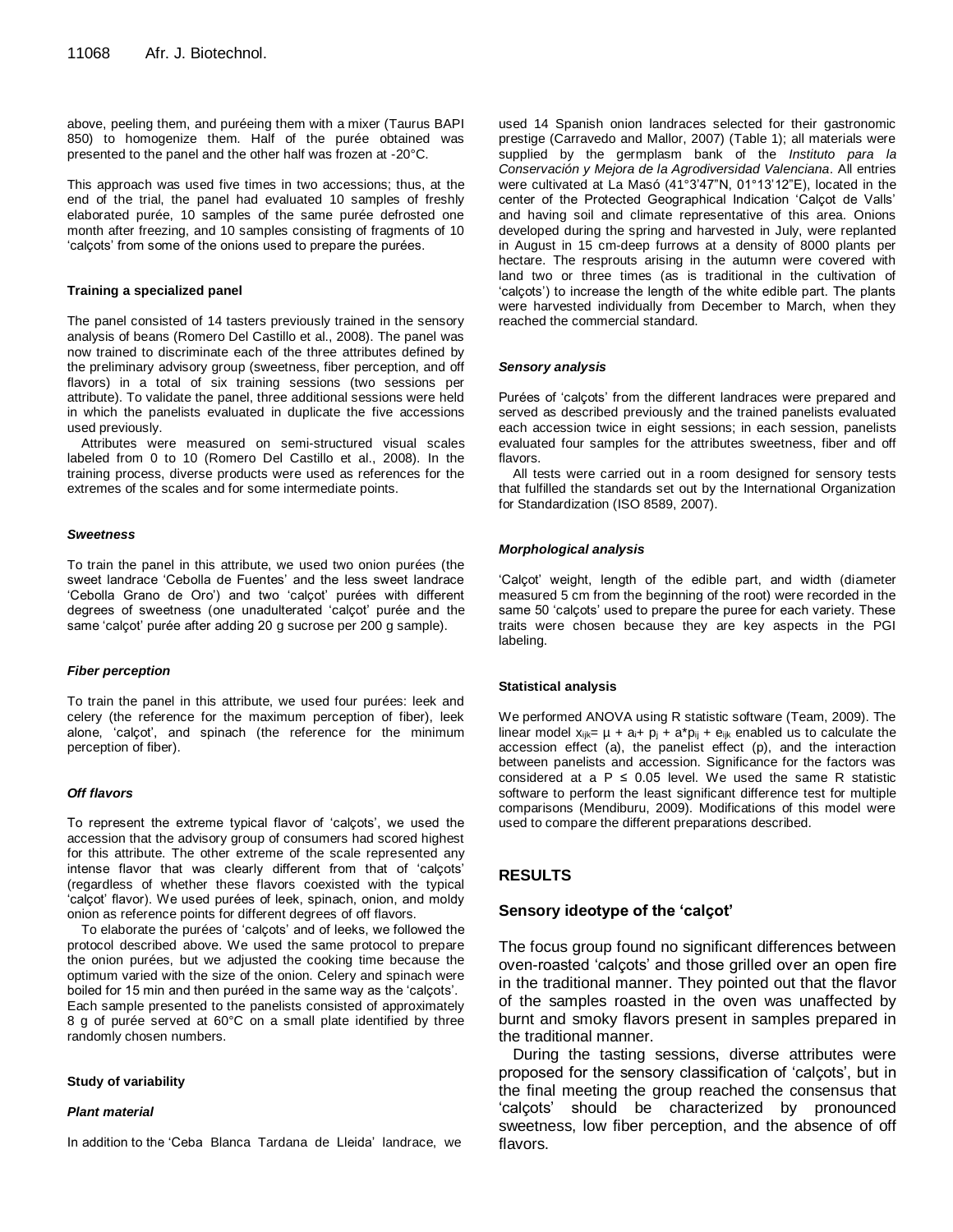above, peeling them, and puréeing them with a mixer (Taurus BAPI 850) to homogenize them. Half of the purée obtained was presented to the panel and the other half was frozen at -20°C.

This approach was used five times in two accessions; thus, at the end of the trial, the panel had evaluated 10 samples of freshly elaborated purée, 10 samples of the same purée defrosted one month after freezing, and 10 samples consisting of fragments of 10 'calçots' from some of the onions used to prepare the purées.

#### Training a specialized panel

The panel consisted of 14 tasters previously trained in the sensory analysis of beans (Romero Del Castillo et al., 2008). The panel was now trained to discriminate each of the three attributes defined by the preliminary advisory group (sweetness, fiber perception, and off flavors) in a total of six training sessions (two sessions per attribute). To validate the panel, three additional sessions were held in which the panelists evaluated in duplicate the five accessions used previously.

Attributes were measured on semi-structured visual scales labeled from 0 to 10 (Romero Del Castillo et al., 2008). In the training process, diverse products were used as references for the extremes of the scales and for some intermediate points.

#### *Sweetness*

To train the panel in this attribute, we used two onion purées (the sweet landrace 'Cebolla de Fuentes' and the less sweet landrace 'Cebolla Grano de Oro') and two 'calçot' purées with different degrees of sweetness (one unadulterated 'calçot' purée and the same 'calçot' purée after adding 20 g sucrose per 200 g sample).

#### *Fiber perception*

To train the panel in this attribute, we used four purées: leek and celery (the reference for the maximum perception of fiber), leek alone, 'calçot', and spinach (the reference for the minimum perception of fiber).

#### *Off flavors*

To represent the extreme typical flavor of 'calçots', we used the accession that the advisory group of consumers had scored highest for this attribute. The other extreme of the scale represented any intense flavor that was clearly different from that of 'calçots' (regardless of whether these flavors coexisted with the typical 'calçot' flavor). We used purées of leek, spinach, onion, and moldy onion as reference points for different degrees of off flavors.

To elaborate the purées of 'calçots' and of leeks, we followed the protocol described above. We used the same protocol to prepare the onion purées, but we adjusted the cooking time because the optimum varied with the size of the onion. Celery and spinach were boiled for 15 min and then puréed in the same way as the 'calçots'. Each sample presented to the panelists consisted of approximately 8 g of purée served at 60°C on a small plate identified by three randomly chosen numbers.

#### Study of variability

#### *Plant material*

In addition to the 'Ceba Blanca Tardana de Lleida' landrace, we used 14 Spanish onion landraces selected for their gastronomic prestige (Carravedo and Mallor, 2007) (Table 1); all materials were supplied by the germplasm bank of the *Instituto para la Conservación y Mejora de la Agrodiversidad Valenciana*. All entries were cultivated at La Masó (41°3'47"N, 01°13'12"E), located in the center of the Protected Geographical Indication 'Calçot de Valls' and having soil and climate representative of this area. Onions developed during the spring and harvested in July, were replanted in August in 15 cm-deep furrows at a density of 8000 plants per hectare. The resprouts arising in the autumn were covered with land two or three times (as is traditional in the cultivation of 'calçots') to increase the length of the white edible part. The plants were harvested individually from December to March, when they reached the commercial standard.

#### *Sensory analysis*

Purées of 'calçots' from the different landraces were prepared and served as described previously and the trained panelists evaluated each accession twice in eight sessions; in each session, panelists evaluated four samples for the attributes sweetness, fiber and off flavors.

All tests were carried out in a room designed for sensory tests that fulfilled the standards set out by the International Organization for Standardization (ISO 8589, 2007).

#### *Morphological analysis*

'Calçot' weight, length of the edible part, and width (diameter measured 5 cm from the beginning of the root) were recorded in the same 50 'calçots' used to prepare the puree for each variety. These traits were chosen because they are key aspects in the PGI labeling.

#### Statistical analysis

We performed ANOVA using R statistic software (Team, 2009). The linear model $x_{ijk} = \mu + a_i + p_j + a{*}p_{ij} + e_{ijk}$ enabled us to calculate the accession effect (a), the panelist effect (p), and the interaction between panelists and accession. Significance for the factors was considered at a $P \leq 0.05$ level. We used the same R statistic software to perform the least significant difference test for multiple comparisons (Mendiburu, 2009). Modifications of this model were used to compare the different preparations described.

## RESULTS

### Sensory ideotype of the 'calçot'

The focus group found no significant differences between oven-roasted 'calçots' and those grilled over an open fire in the traditional manner. They pointed out that the flavor of the samples roasted in the oven was unaffected by burnt and smoky flavors present in samples prepared in the traditional manner.

During the tasting sessions, diverse attributes were proposed for the sensory classification of 'calçots', but in the final meeting the group reached the consensus that 'calçots' should be characterized by pronounced sweetness, low fiber perception, and the absence of off flavors.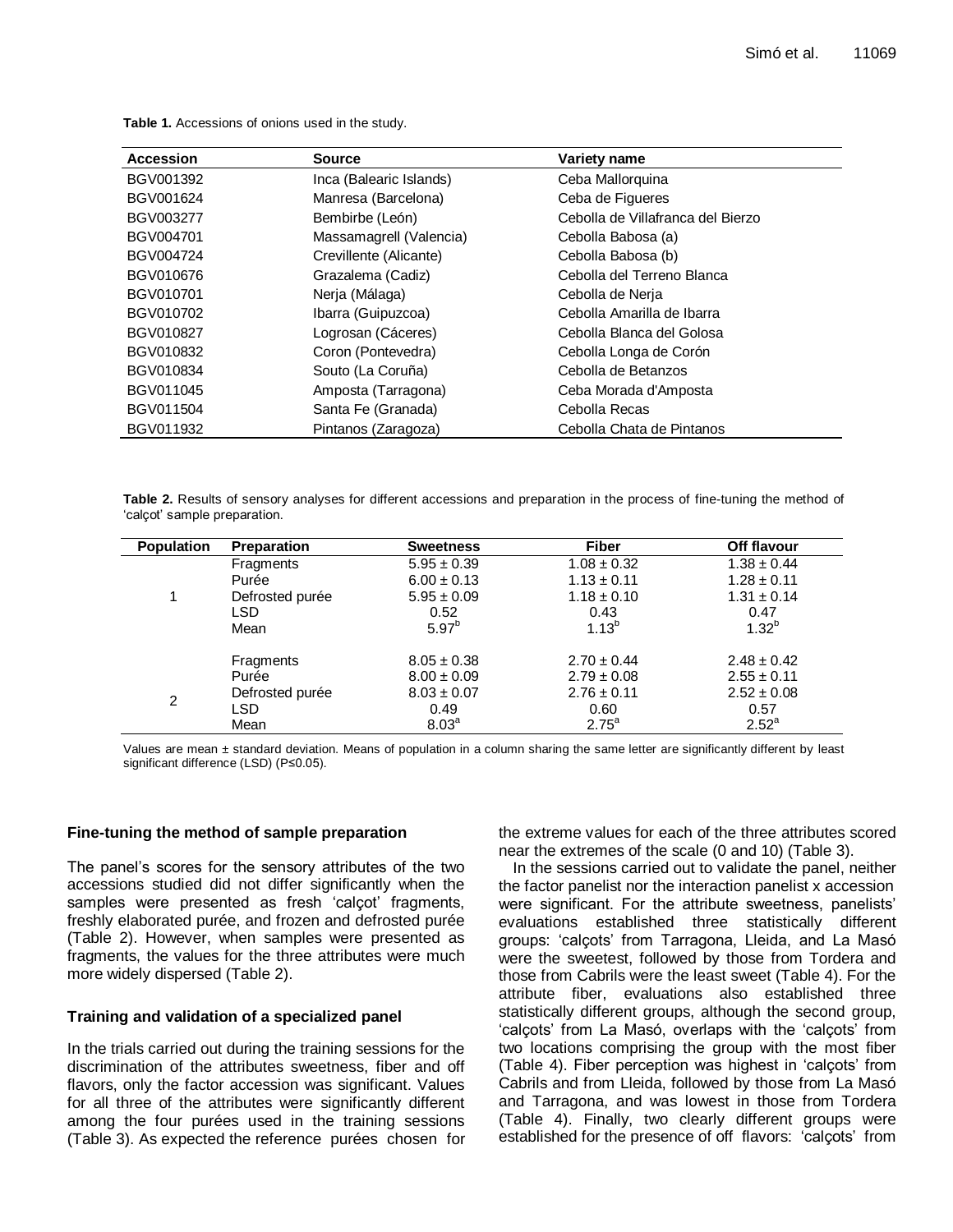**Table 1.** Accessions of onions used in the study.

| Accession | Source | Variety name |
|---|---|---|
| BGV001392 | Inca (Balearic Islands) | Ceba Mallorquina |
| BGV001624 | Manresa (Barcelona) | Ceba de Figueres |
| BGV003277 | Bembirbe (León) | Cebolla de Villafranca del Bierzo |
| BGV004701 | Massamagrell (Valencia) | Cebolla Babosa (a) |
| BGV004724 | Crevillente (Alicante) | Cebolla Babosa (b) |
| BGV010676 | Grazalema (Cadiz) | Cebolla del Terreno Blanca |
| BGV010701 | Nerja (Málaga) | Cebolla de Nerja |
| BGV010702 | Ibarra (Guipuzcoa) | Cebolla Amarilla de Ibarra |
| BGV010827 | Logrosan (Cáceres) | Cebolla Blanca del Golosa |
| BGV010832 | Coron (Pontevedra) | Cebolla Longa de Corón |
| BGV010834 | Souto (La Coruña) | Cebolla de Betanzos |
| BGV011045 | Amposta (Tarragona) | Ceba Morada d'Amposta |
| BGV011504 | Santa Fe (Granada) | Cebolla Recas |
| BGV011932 | Pintanos (Zaragoza) | Cebolla Chata de Pintanos |

**Table 2.** Results of sensory analyses for different accessions and preparation in the process of fine-tuning the method of 'calçot' sample preparation.

| Population | Preparation | Sweetness | Fiber | Off flavour |
|---|---|---|---|---|
| 1 | Fragments | 5.95 ± 0.39 | 1.08 ± 0.32 | 1.38 ± 0.44 |
| | Purée | 6.00 ± 0.13 | 1.13 ± 0.11 | 1.28 ± 0.11 |
| | Defrosted purée | 5.95 ± 0.09 | 1.18 ± 0.10 | 1.31 ± 0.14 |
| | LSD | 0.52 | 0.43 | 0.47 |
| | Mean | $5.97^{b}$ | $1.13^{b}$ | $1.32^{b}$ |
| 2 | Fragments | 8.05 ± 0.38 | 2.70 ± 0.44 | 2.48 ± 0.42 |
| | Purée | 8.00 ± 0.09 | 2.79 ± 0.08 | 2.55 ± 0.11 |
| | Defrosted purée | 8.03 ± 0.07 | 2.76 ± 0.11 | 2.52 ± 0.08 |
| | LSD | 0.49 | 0.60 | 0.57 |
| | Mean | $8.03^{a}$ | $2.75^{a}$ | $2.52^{a}$ |

Values are mean ± standard deviation. Means of population in a column sharing the same letter are significantly different by least significant difference (LSD) (P≤0.05).

### Fine-tuning the method of sample preparation

The panel's scores for the sensory attributes of the two accessions studied did not differ significantly when the samples were presented as fresh 'calçot' fragments, freshly elaborated purée, and frozen and defrosted purée (Table 2). However, when samples were presented as fragments, the values for the three attributes were much more widely dispersed (Table 2).

### Training and validation of a specialized panel

In the trials carried out during the training sessions for the discrimination of the attributes sweetness, fiber and off flavors, only the factor accession was significant. Values for all three of the attributes were significantly different among the four purées used in the training sessions (Table 3). As expected the reference purées chosen for the extreme values for each of the three attributes scored near the extremes of the scale (0 and 10) (Table 3).

In the sessions carried out to validate the panel, neither the factor panelist nor the interaction panelist x accession were significant. For the attribute sweetness, panelists' evaluations established three statistically different groups: 'calçots' from Tarragona, Lleida, and La Masó were the sweetest, followed by those from Tordera and those from Cabrils were the least sweet (Table 4). For the attribute fiber, evaluations also established three statistically different groups, although the second group, 'calçots' from La Masó, overlaps with the 'calçots' from two locations comprising the group with the most fiber (Table 4). Fiber perception was highest in 'calçots' from Cabrils and from Lleida, followed by those from La Masó and Tarragona, and was lowest in those from Tordera (Table 4). Finally, two clearly different groups were established for the presence of off flavors: 'calçots' from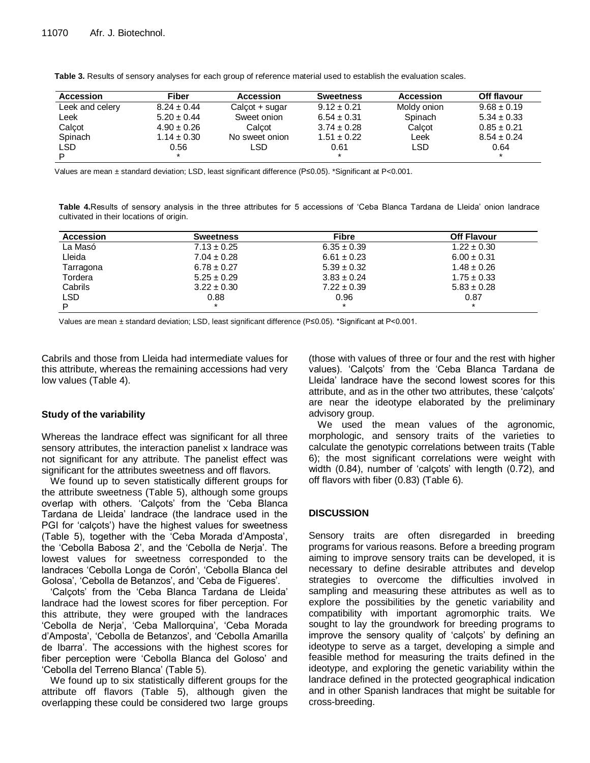**Table 3.** Results of sensory analyses for each group of reference material used to establish the evaluation scales.

| Accession | Fiber | Accession | Sweetness | Accession | Off flavour |
|---|---|---|---|---|---|
| Leek and celery | 8.24 ± 0.44 | Calçot + sugar | 9.12 ± 0.21 | Moldy onion | 9.68 ± 0.19 |
| Leek | 5.20 ± 0.44 | Sweet onion | 6.54 ± 0.31 | Spinach | 5.34 ± 0.33 |
| Calçot | 4.90 ± 0.26 | Calçot | 3.74 ± 0.28 | Calçot | 0.85 ± 0.21 |
| Spinach | 1.14 ± 0.30 | No sweet onion | 1.51 ± 0.22 | Leek | 8.54 ± 0.24 |
| LSD | 0.56 | LSD | 0.61 | LSD | 0.64 |
| P | * | | * | | * |

Values are mean ± standard deviation; LSD, least significant difference (P≤0.05). *Significant at P<0.001.

**Table 4.** Results of sensory analysis in the three attributes for 5 accessions of 'Ceba Blanca Tardana de Lleida' onion landrace cultivated in their locations of origin.

| Accession | Sweetness | Fibre | Off Flavour |
|---|---|---|---|
| La Masó | 7.13 ± 0.25 | 6.35 ± 0.39 | 1.22 ± 0.30 |
| Lleida | 7.04 ± 0.28 | 6.61 ± 0.23 | 6.00 ± 0.31 |
| Tarragona | 6.78 ± 0.27 | 5.39 ± 0.32 | 1.48 ± 0.26 |
| Tordera | 5.25 ± 0.29 | 3.83 ± 0.24 | 1.75 ± 0.33 |
| Cabrils | 3.22 ± 0.30 | 7.22 ± 0.39 | 5.83 ± 0.28 |
| LSD | 0.88 | 0.96 | 0.87 |
| P | * | * | * |

Values are mean ± standard deviation; LSD, least significant difference (P≤0.05). *Significant at P<0.001.

Cabrils and those from Lleida had intermediate values for this attribute, whereas the remaining accessions had very low values (Table 4).

### Study of the variability

Whereas the landrace effect was significant for all three sensory attributes, the interaction panelist x landrace was not significant for any attribute. The panelist effect was significant for the attributes sweetness and off flavors.

We found up to seven statistically different groups for the attribute sweetness (Table 5), although some groups overlap with others. 'Calçots' from the 'Ceba Blanca Tardana de Lleida' landrace (the landrace used in the PGI for 'calçots') have the highest values for sweetness (Table 5), together with the 'Ceba Morada d'Amposta', the 'Cebolla Babosa 2', and the 'Cebolla de Nerja'. The lowest values for sweetness corresponded to the landraces 'Cebolla Longa de Corón', 'Cebolla Blanca del Golosa', 'Cebolla de Betanzos', and 'Ceba de Figueres'.

'Calçots' from the 'Ceba Blanca Tardana de Lleida' landrace had the lowest scores for fiber perception. For this attribute, they were grouped with the landraces 'Cebolla de Nerja', 'Ceba Mallorquina', 'Ceba Morada d'Amposta', 'Cebolla de Betanzos', and 'Cebolla Amarilla de Ibarra'. The accessions with the highest scores for fiber perception were 'Cebolla Blanca del Goloso' and 'Cebolla del Terreno Blanca' (Table 5).

We found up to six statistically different groups for the attribute off flavors (Table 5), although given the overlapping these could be considered two large groups (those with values of three or four and the rest with higher values). 'Calçots' from the 'Ceba Blanca Tardana de Lleida' landrace have the second lowest scores for this attribute, and as in the other two attributes, these 'calçots' are near the ideotype elaborated by the preliminary advisory group.

We used the mean values of the agronomic, morphologic, and sensory traits of the varieties to calculate the genotypic correlations between traits (Table 6); the most significant correlations were weight with width (0.84), number of 'calçots' with length (0.72), and off flavors with fiber (0.83) (Table 6).

## DISCUSSION

Sensory traits are often disregarded in breeding programs for various reasons. Before a breeding program aiming to improve sensory traits can be developed, it is necessary to define desirable attributes and develop strategies to overcome the difficulties involved in sampling and measuring these attributes as well as to explore the possibilities by the genetic variability and compatibility with important agromorphic traits. We sought to lay the groundwork for breeding programs to improve the sensory quality of 'calçots' by defining an ideotype to serve as a target, developing a simple and feasible method for measuring the traits defined in the ideotype, and exploring the genetic variability within the landrace defined in the protected geographical indication and in other Spanish landraces that might be suitable for cross-breeding.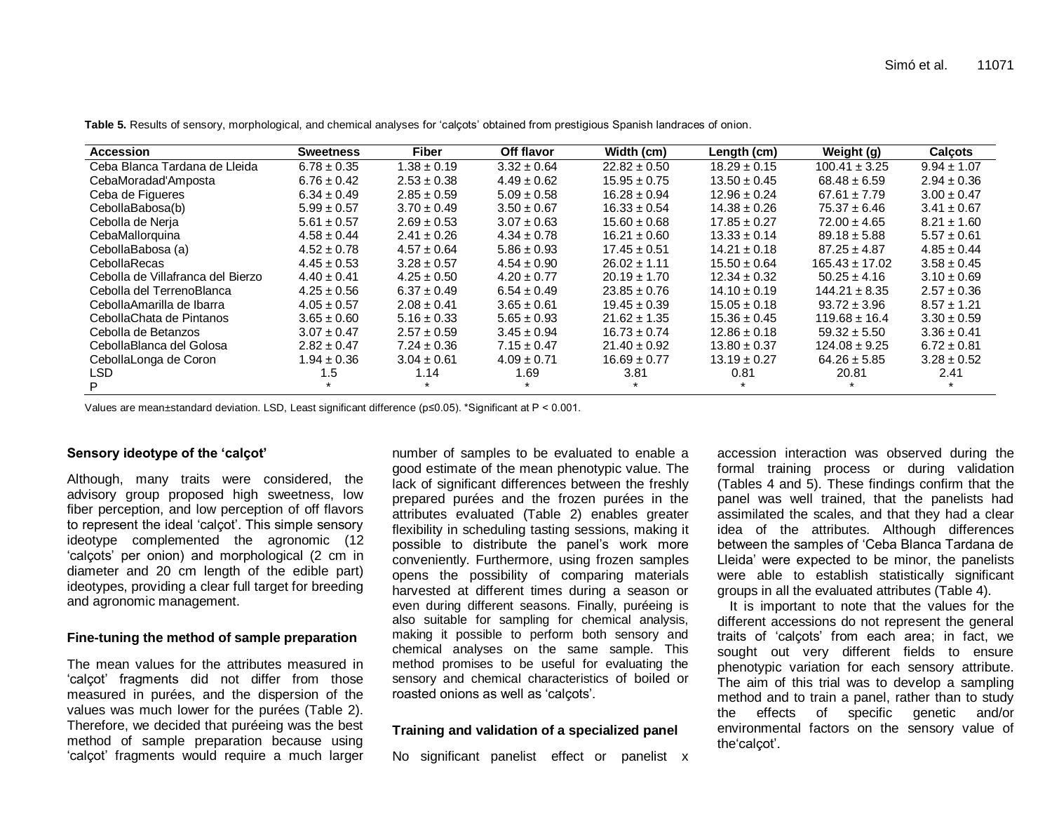**Table 5.** Results of sensory, morphological, and chemical analyses for 'calçots' obtained from prestigious Spanish landraces of onion.

| Accession | Sweetness | Fiber | Off flavor | Width (cm) | Length (cm) | Weight (g) | Calçots |
|---|---|---|---|---|---|---|---|
| Ceba Blanca Tardana de Lleida | 6.78 ± 0.35 | 1.38 ± 0.19 | 3.32 ± 0.64 | 22.82 ± 0.50 | 18.29 ± 0.15 | 100.41 ± 3.25 | 9.94 ± 1.07 |
| CebaMoradad'Amposta | 6.76 ± 0.42 | 2.53 ± 0.38 | 4.49 ± 0.62 | 15.95 ± 0.75 | 13.50 ± 0.45 | 68.48 ± 6.59 | 2.94 ± 0.36 |
| Ceba de Figueres | 6.34 ± 0.49 | 2.85 ± 0.59 | 5.09 ± 0.58 | 16.28 ± 0.94 | 12.96 ± 0.24 | 67.61 ± 7.79 | 3.00 ± 0.47 |
| CebollaBabosa(b) | 5.99 ± 0.57 | 3.70 ± 0.49 | 3.50 ± 0.67 | 16.33 ± 0.54 | 14.38 ± 0.26 | 75.37 ± 6.46 | 3.41 ± 0.67 |
| Cebolla de Nerja | 5.61 ± 0.57 | 2.69 ± 0.53 | 3.07 ± 0.63 | 15.60 ± 0.68 | 17.85 ± 0.27 | 72.00 ± 4.65 | 8.21 ± 1.60 |
| CebaMallorquina | 4.58 ± 0.44 | 2.41 ± 0.26 | 4.34 ± 0.78 | 16.21 ± 0.60 | 13.33 ± 0.14 | 89.18 ± 5.88 | 5.57 ± 0.61 |
| CebollaBabosa (a) | 4.52 ± 0.78 | 4.57 ± 0.64 | 5.86 ± 0.93 | 17.45 ± 0.51 | 14.21 ± 0.18 | 87.25 ± 4.87 | 4.85 ± 0.44 |
| CebollaRecas | 4.45 ± 0.53 | 3.28 ± 0.57 | 4.54 ± 0.90 | 26.02 ± 1.11 | 15.50 ± 0.64 | 165.43 ± 17.02 | 3.58 ± 0.45 |
| Cebolla de Villafranca del Bierzo | 4.40 ± 0.41 | 4.25 ± 0.50 | 4.20 ± 0.77 | 20.19 ± 1.70 | 12.34 ± 0.32 | 50.25 ± 4.16 | 3.10 ± 0.69 |
| Cebolla del TerrenoBlanca | 4.25 ± 0.56 | 6.37 ± 0.49 | 6.54 ± 0.49 | 23.85 ± 0.76 | 14.10 ± 0.19 | 144.21 ± 8.35 | 2.57 ± 0.36 |
| CebollaAmarilla de Ibarra | 4.05 ± 0.57 | 2.08 ± 0.41 | 3.65 ± 0.61 | 19.45 ± 0.39 | 15.05 ± 0.18 | 93.72 ± 3.96 | 8.57 ± 1.21 |
| CebollaChata de Pintanos | 3.65 ± 0.60 | 5.16 ± 0.33 | 5.65 ± 0.93 | 21.62 ± 1.35 | 15.36 ± 0.45 | 119.68 ± 16.4 | 3.30 ± 0.59 |
| Cebolla de Betanzos | 3.07 ± 0.47 | 2.57 ± 0.59 | 3.45 ± 0.94 | 16.73 ± 0.74 | 12.86 ± 0.18 | 59.32 ± 5.50 | 3.36 ± 0.41 |
| CebollaBlanca del Golosa | 2.82 ± 0.47 | 7.24 ± 0.36 | 7.15 ± 0.47 | 21.40 ± 0.92 | 13.80 ± 0.37 | 124.08 ± 9.25 | 6.72 ± 0.81 |
| CebollaLonga de Coron | 1.94 ± 0.36 | 3.04 ± 0.61 | 4.09 ± 0.71 | 16.69 ± 0.77 | 13.19 ± 0.27 | 64.26 ± 5.85 | 3.28 ± 0.52 |
| LSD | 1.5 | 1.14 | 1.69 | 3.81 | 0.81 | 20.81 | 2.41 |
| P | * | * | * | * | * | * | * |

Values are mean±standard deviation. LSD, Least significant difference (p≤0.05). *Significant at P < 0.001.

### Sensory ideotype of the 'calçot'

Although, many traits were considered, the advisory group proposed high sweetness, low fiber perception, and low perception of off flavors to represent the ideal 'calçot'. This simple sensory ideotype complemented the agronomic (12 'calçots' per onion) and morphological (2 cm in diameter and 20 cm length of the edible part) ideotypes, providing a clear full target for breeding and agronomic management.

### Fine-tuning the method of sample preparation

The mean values for the attributes measured in 'calçot' fragments did not differ from those measured in purées, and the dispersion of the values was much lower for the purées (Table 2). Therefore, we decided that puréeing was the best method of sample preparation because using 'calçot' fragments would require a much larger number of samples to be evaluated to enable a good estimate of the mean phenotypic value. The lack of significant differences between the freshly prepared purées and the frozen purées in the attributes evaluated (Table 2) enables greater flexibility in scheduling tasting sessions, making it possible to distribute the panel's work more conveniently. Furthermore, using frozen samples opens the possibility of comparing materials harvested at different times during a season or even during different seasons. Finally, puréeing is also suitable for sampling for chemical analysis, making it possible to perform both sensory and chemical analyses on the same sample. This method promises to be useful for evaluating the sensory and chemical characteristics of boiled or roasted onions as well as 'calçots'.

### Training and validation of a specialized panel

No significant panelist effect or panelist x accession interaction was observed during the formal training process or during validation (Tables 4 and 5). These findings confirm that the panel was well trained, that the panelists had assimilated the scales, and that they had a clear idea of the attributes. Although differences between the samples of 'Ceba Blanca Tardana de Lleida' were expected to be minor, the panelists were able to establish statistically significant groups in all the evaluated attributes (Table 4).

It is important to note that the values for the different accessions do not represent the general traits of 'calçots' from each area; in fact, we sought out very different fields to ensure phenotypic variation for each sensory attribute. The aim of this trial was to develop a sampling method and to train a panel, rather than to study the effects of specific genetic and/or environmental factors on the sensory value of the'calçot'.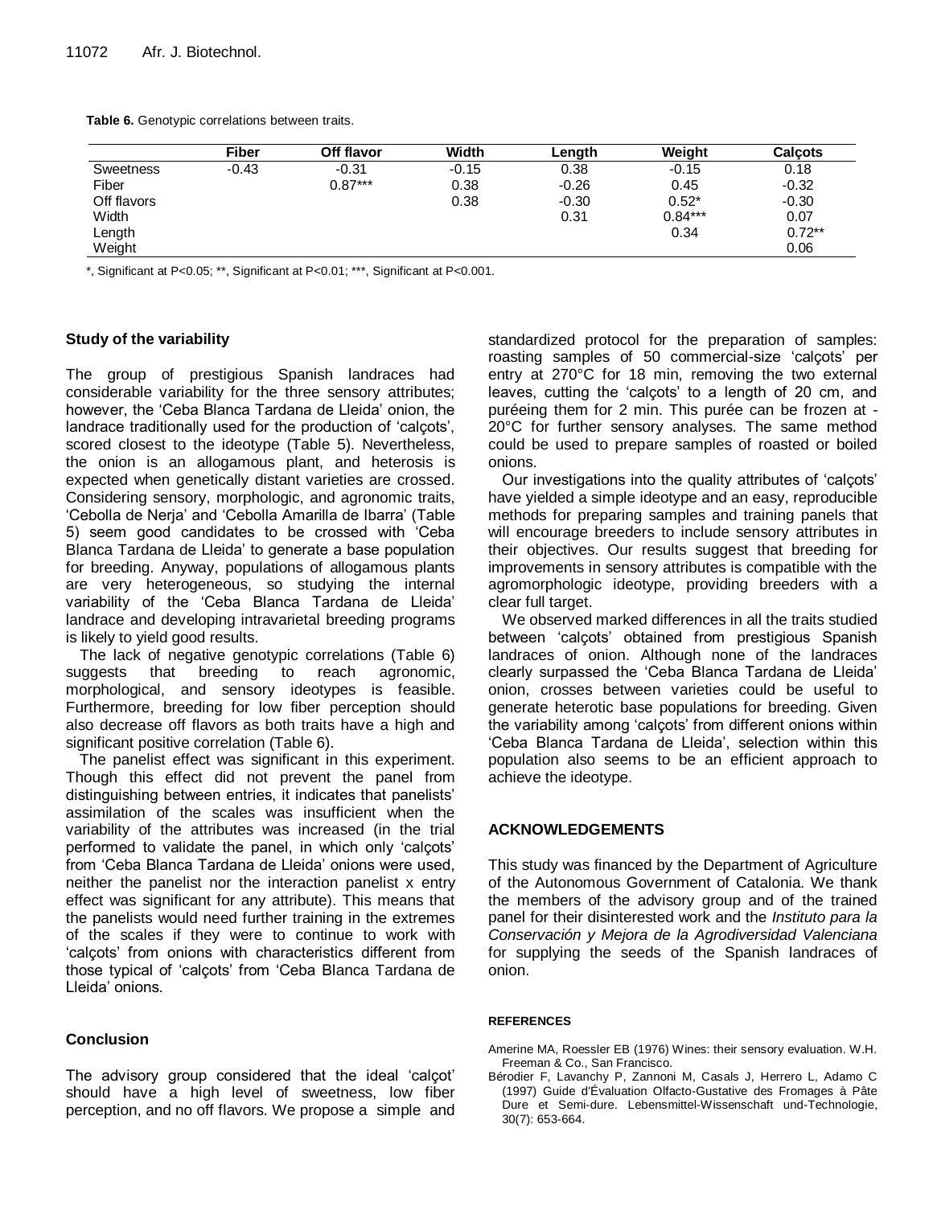**Table 6.** Genotypic correlations between traits.

| | Fiber | Off flavor | Width | Length | Weight | Calçots |
|---|---|---|---|---|---|---|
| Sweetness | -0.43 | -0.31 | -0.15 | 0.38 | -0.15 | 0.18 |
| Fiber | | 0.87*** | 0.38 | -0.26 | 0.45 | -0.32 |
| Off flavors | | | 0.38 | -0.30 | 0.52* | -0.30 |
| Width | | | | 0.31 | 0.84*** | 0.07 |
| Length | | | | | 0.34 | 0.72** |
| Weight | | | | | | 0.06 |

*, Significant at P<0.05; **, Significant at P<0.01; ***, Significant at P<0.001.

### Study of the variability

The group of prestigious Spanish landraces had considerable variability for the three sensory attributes; however, the 'Ceba Blanca Tardana de Lleida' onion, the landrace traditionally used for the production of 'calçots', scored closest to the ideotype (Table 5). Nevertheless, the onion is an allogamous plant, and heterosis is expected when genetically distant varieties are crossed. Considering sensory, morphologic, and agronomic traits, 'Cebolla de Nerja' and 'Cebolla Amarilla de Ibarra' (Table 5) seem good candidates to be crossed with 'Ceba Blanca Tardana de Lleida' to generate a base population for breeding. Anyway, populations of allogamous plants are very heterogeneous, so studying the internal variability of the 'Ceba Blanca Tardana de Lleida' landrace and developing intravarietal breeding programs is likely to yield good results.

The lack of negative genotypic correlations (Table 6) suggests that breeding to reach agronomic, morphological, and sensory ideotypes is feasible. Furthermore, breeding for low fiber perception should also decrease off flavors as both traits have a high and significant positive correlation (Table 6).

The panelist effect was significant in this experiment. Though this effect did not prevent the panel from distinguishing between entries, it indicates that panelists' assimilation of the scales was insufficient when the variability of the attributes was increased (in the trial performed to validate the panel, in which only 'calçots' from 'Ceba Blanca Tardana de Lleida' onions were used, neither the panelist nor the interaction panelist x entry effect was significant for any attribute). This means that the panelists would need further training in the extremes of the scales if they were to continue to work with 'calçots' from onions with characteristics different from those typical of 'calçots' from 'Ceba Blanca Tardana de Lleida' onions.

### Conclusion

The advisory group considered that the ideal 'calçot' should have a high level of sweetness, low fiber perception, and no off flavors. We propose a simple and standardized protocol for the preparation of samples: roasting samples of 50 commercial-size 'calçots' per entry at 270°C for 18 min, removing the two external leaves, cutting the 'calçots' to a length of 20 cm, and puréeing them for 2 min. This purée can be frozen at -20°C for further sensory analyses. The same method could be used to prepare samples of roasted or boiled onions.

Our investigations into the quality attributes of 'calçots' have yielded a simple ideotype and an easy, reproducible methods for preparing samples and training panels that will encourage breeders to include sensory attributes in their objectives. Our results suggest that breeding for improvements in sensory attributes is compatible with the agromorphologic ideotype, providing breeders with a clear full target.

We observed marked differences in all the traits studied between 'calçots' obtained from prestigious Spanish landraces of onion. Although none of the landraces clearly surpassed the 'Ceba Blanca Tardana de Lleida' onion, crosses between varieties could be useful to generate heterotic base populations for breeding. Given the variability among 'calçots' from different onions within 'Ceba Blanca Tardana de Lleida', selection within this population also seems to be an efficient approach to achieve the ideotype.

### ACKNOWLEDGEMENTS

This study was financed by the Department of Agriculture of the Autonomous Government of Catalonia. We thank the members of the advisory group and of the trained panel for their disinterested work and the *Instituto para la Conservación y Mejora de la Agrodiversidad Valenciana* for supplying the seeds of the Spanish landraces of onion.

### REFERENCES

Amerine MA, Roessler EB (1976) Wines: their sensory evaluation. W.H. Freeman & Co., San Francisco.

Bérodier F, Lavanchy P, Zannoni M, Casals J, Herrero L, Adamo C (1997) Guide d'Évaluation Olfacto-Gustative des Fromages à Pâte Dure et Semi-dure. Lebensmittel-Wissenschaft und-Technologie, 30(7): 653-664.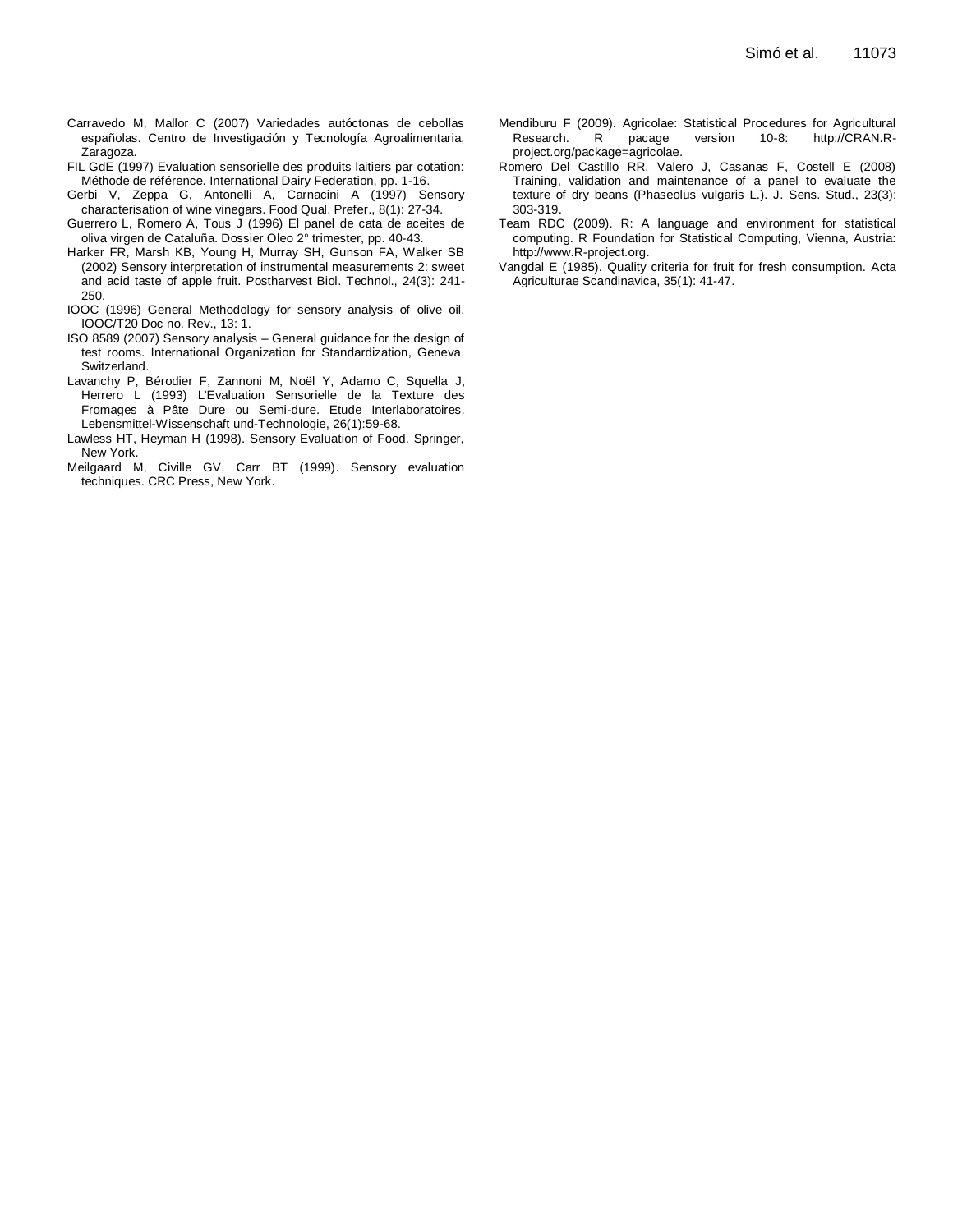Carravedo M, Mallor C (2007) Variedades autóctonas de cebollas españolas. Centro de Investigación y Tecnología Agroalimentaria, Zaragoza.

FIL GdE (1997) Evaluation sensorielle des produits laitiers par cotation: Méthode de référence. International Dairy Federation, pp. 1-16.

Gerbi V, Zeppa G, Antonelli A, Carnacini A (1997) Sensory characterisation of wine vinegars. Food Qual. Prefer., 8(1): 27-34.

Guerrero L, Romero A, Tous J (1996) El panel de cata de aceites de oliva virgen de Cataluña. Dossier Oleo 2° trimester, pp. 40-43.

Harker FR, Marsh KB, Young H, Murray SH, Gunson FA, Walker SB (2002) Sensory interpretation of instrumental measurements 2: sweet and acid taste of apple fruit. Postharvest Biol. Technol., 24(3): 241-250.

IOOC (1996) General Methodology for sensory analysis of olive oil. IOOC/T20 Doc no. Rev., 13: 1.

ISO 8589 (2007) Sensory analysis – General guidance for the design of test rooms. International Organization for Standardization, Geneva, Switzerland.

Lavanchy P, Bérodier F, Zannoni M, Noël Y, Adamo C, Squella J, Herrero L (1993) L'Evaluation Sensorielle de la Texture des Fromages à Pâte Dure ou Semi-dure. Etude Interlaboratoires. Lebensmittel-Wissenschaft und-Technologie, 26(1):59-68.

Lawless HT, Heyman H (1998). Sensory Evaluation of Food. Springer, New York.

Meilgaard M, Civille GV, Carr BT (1999). Sensory evaluation techniques. CRC Press, New York.

Mendiburu F (2009). Agricolae: Statistical Procedures for Agricultural Research. R pacage version 10-8: http://CRAN.R-project.org/package=agricolae.

Romero Del Castillo RR, Valero J, Casanas F, Costell E (2008) Training, validation and maintenance of a panel to evaluate the texture of dry beans (Phaseolus vulgaris L.). J. Sens. Stud., 23(3): 303-319.

Team RDC (2009). R: A language and environment for statistical computing. R Foundation for Statistical Computing, Vienna, Austria: http://www.R-project.org.

Vangdal E (1985). Quality criteria for fruit for fresh consumption. Acta Agriculturae Scandinavica, 35(1): 41-47.